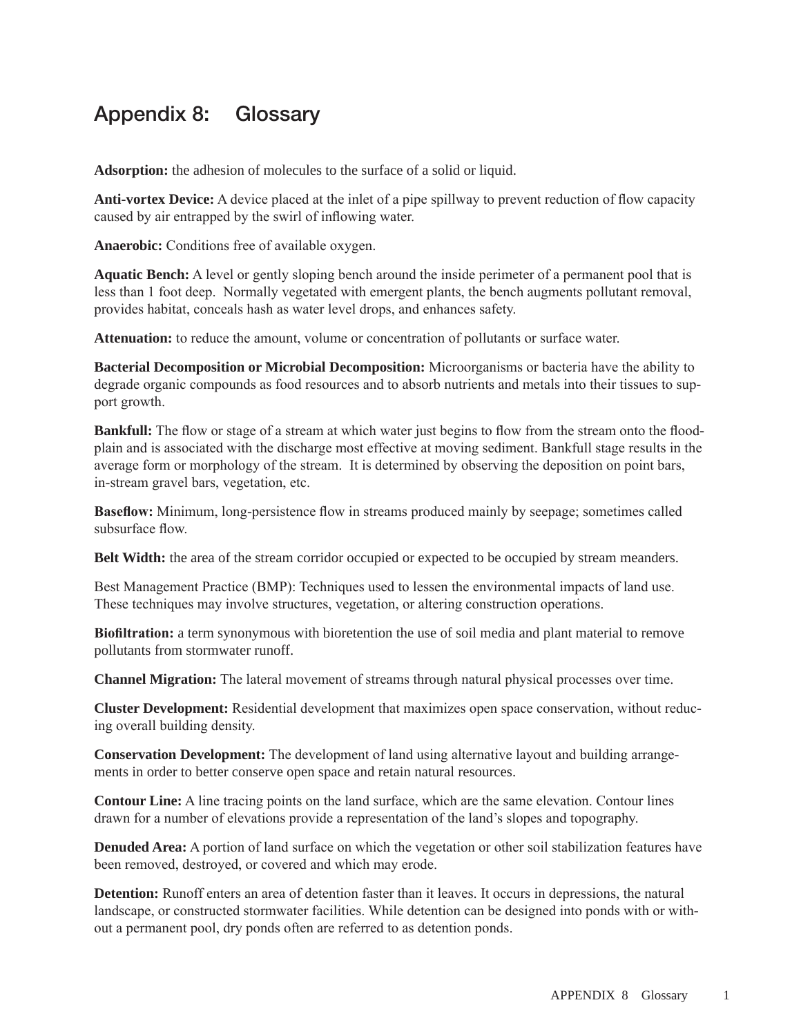# Appendix 8: Glossary

**Adsorption:** the adhesion of molecules to the surface of a solid or liquid.

**Anti-vortex Device:** A device placed at the inlet of a pipe spillway to prevent reduction of flow capacity caused by air entrapped by the swirl of inflowing water.

**Anaerobic:** Conditions free of available oxygen.

**Aquatic Bench:** A level or gently sloping bench around the inside perimeter of a permanent pool that is less than 1 foot deep. Normally vegetated with emergent plants, the bench augments pollutant removal, provides habitat, conceals hash as water level drops, and enhances safety.

**Attenuation:** to reduce the amount, volume or concentration of pollutants or surface water.

**Bacterial Decomposition or Microbial Decomposition:** Microorganisms or bacteria have the ability to degrade organic compounds as food resources and to absorb nutrients and metals into their tissues to support growth.

**Bankfull:** The flow or stage of a stream at which water just begins to flow from the stream onto the floodplain and is associated with the discharge most effective at moving sediment. Bankfull stage results in the average form or morphology of the stream. It is determined by observing the deposition on point bars, in-stream gravel bars, vegetation, etc.

**Baseflow:** Minimum, long-persistence flow in streams produced mainly by seepage; sometimes called subsurface flow.

**Belt Width:** the area of the stream corridor occupied or expected to be occupied by stream meanders.

Best Management Practice (BMP): Techniques used to lessen the environmental impacts of land use. These techniques may involve structures, vegetation, or altering construction operations.

**Biofiltration:** a term synonymous with bioretention the use of soil media and plant material to remove pollutants from stormwater runoff.

**Channel Migration:** The lateral movement of streams through natural physical processes over time.

**Cluster Development:** Residential development that maximizes open space conservation, without reducing overall building density.

**Conservation Development:** The development of land using alternative layout and building arrangements in order to better conserve open space and retain natural resources.

**Contour Line:** A line tracing points on the land surface, which are the same elevation. Contour lines drawn for a number of elevations provide a representation of the land's slopes and topography.

**Denuded Area:** A portion of land surface on which the vegetation or other soil stabilization features have been removed, destroyed, or covered and which may erode.

**Detention:** Runoff enters an area of detention faster than it leaves. It occurs in depressions, the natural landscape, or constructed stormwater facilities. While detention can be designed into ponds with or without a permanent pool, dry ponds often are referred to as detention ponds.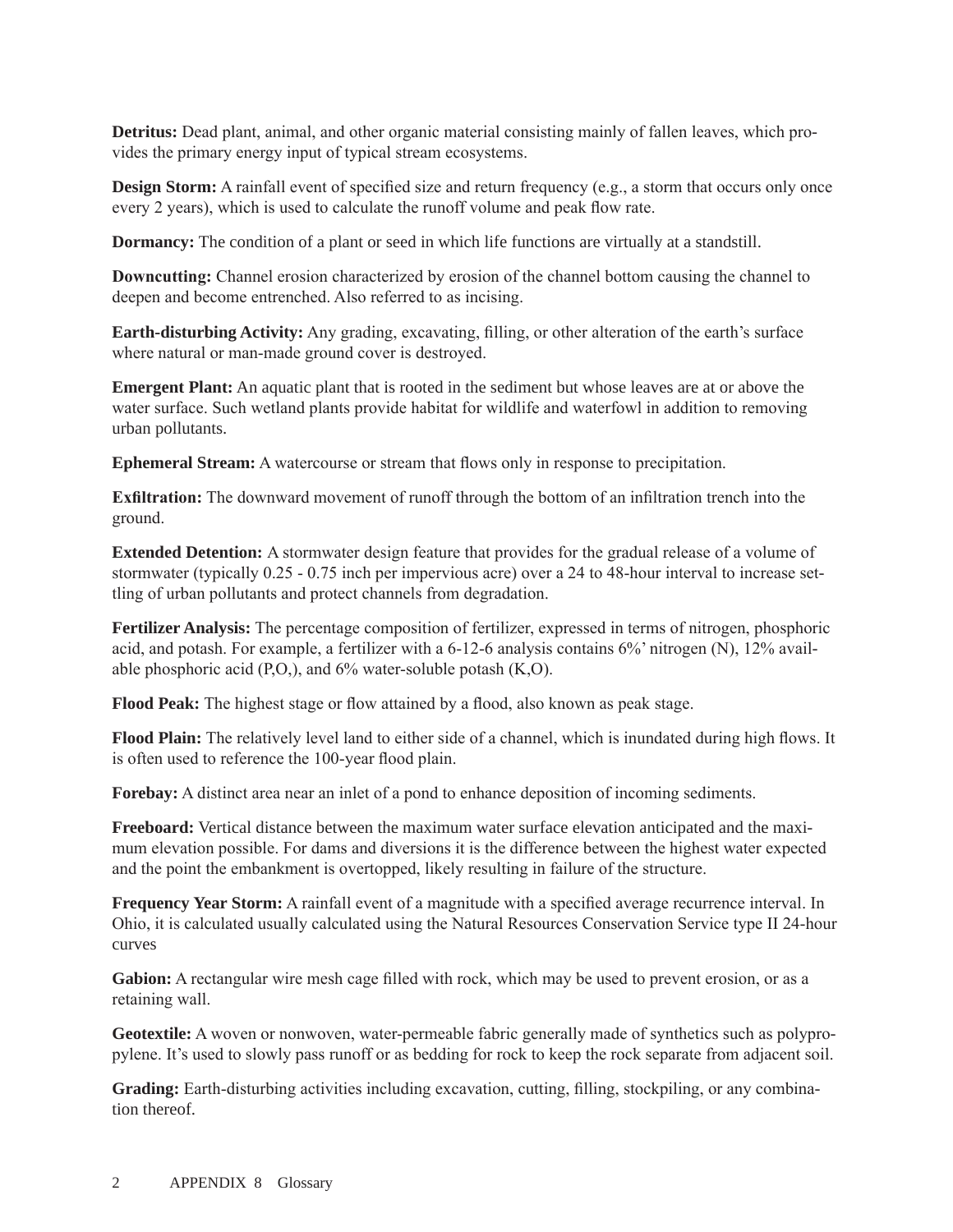**Detritus:** Dead plant, animal, and other organic material consisting mainly of fallen leaves, which provides the primary energy input of typical stream ecosystems.

**Design Storm:** A rainfall event of specified size and return frequency (e.g., a storm that occurs only once every 2 years), which is used to calculate the runoff volume and peak flow rate.

**Dormancy:** The condition of a plant or seed in which life functions are virtually at a standstill.

**Downcutting:** Channel erosion characterized by erosion of the channel bottom causing the channel to deepen and become entrenched. Also referred to as incising.

**Earth-disturbing Activity:** Any grading, excavating, filling, or other alteration of the earth's surface where natural or man-made ground cover is destroyed.

**Emergent Plant:** An aquatic plant that is rooted in the sediment but whose leaves are at or above the water surface. Such wetland plants provide habitat for wildlife and waterfowl in addition to removing urban pollutants.

**Ephemeral Stream:** A watercourse or stream that flows only in response to precipitation.

**Exfiltration:** The downward movement of runoff through the bottom of an infiltration trench into the ground.

**Extended Detention:** A stormwater design feature that provides for the gradual release of a volume of stormwater (typically 0.25 - 0.75 inch per impervious acre) over a 24 to 48-hour interval to increase settling of urban pollutants and protect channels from degradation.

**Fertilizer Analysis:** The percentage composition of fertilizer, expressed in terms of nitrogen, phosphoric acid, and potash. For example, a fertilizer with a 6-12-6 analysis contains 6%' nitrogen (N), 12% available phosphoric acid (P,O,), and 6% water-soluble potash (K,O).

**Flood Peak:** The highest stage or flow attained by a flood, also known as peak stage.

**Flood Plain:** The relatively level land to either side of a channel, which is inundated during high flows. It is often used to reference the 100-year flood plain.

**Forebay:** A distinct area near an inlet of a pond to enhance deposition of incoming sediments.

**Freeboard:** Vertical distance between the maximum water surface elevation anticipated and the maximum elevation possible. For dams and diversions it is the difference between the highest water expected and the point the embankment is overtopped, likely resulting in failure of the structure.

**Frequency Year Storm:** A rainfall event of a magnitude with a specified average recurrence interval. In Ohio, it is calculated usually calculated using the Natural Resources Conservation Service type II 24-hour curves

**Gabion:** A rectangular wire mesh cage filled with rock, which may be used to prevent erosion, or as a retaining wall.

**Geotextile:** A woven or nonwoven, water-permeable fabric generally made of synthetics such as polypropylene. It's used to slowly pass runoff or as bedding for rock to keep the rock separate from adjacent soil.

**Grading:** Earth-disturbing activities including excavation, cutting, filling, stockpiling, or any combination thereof.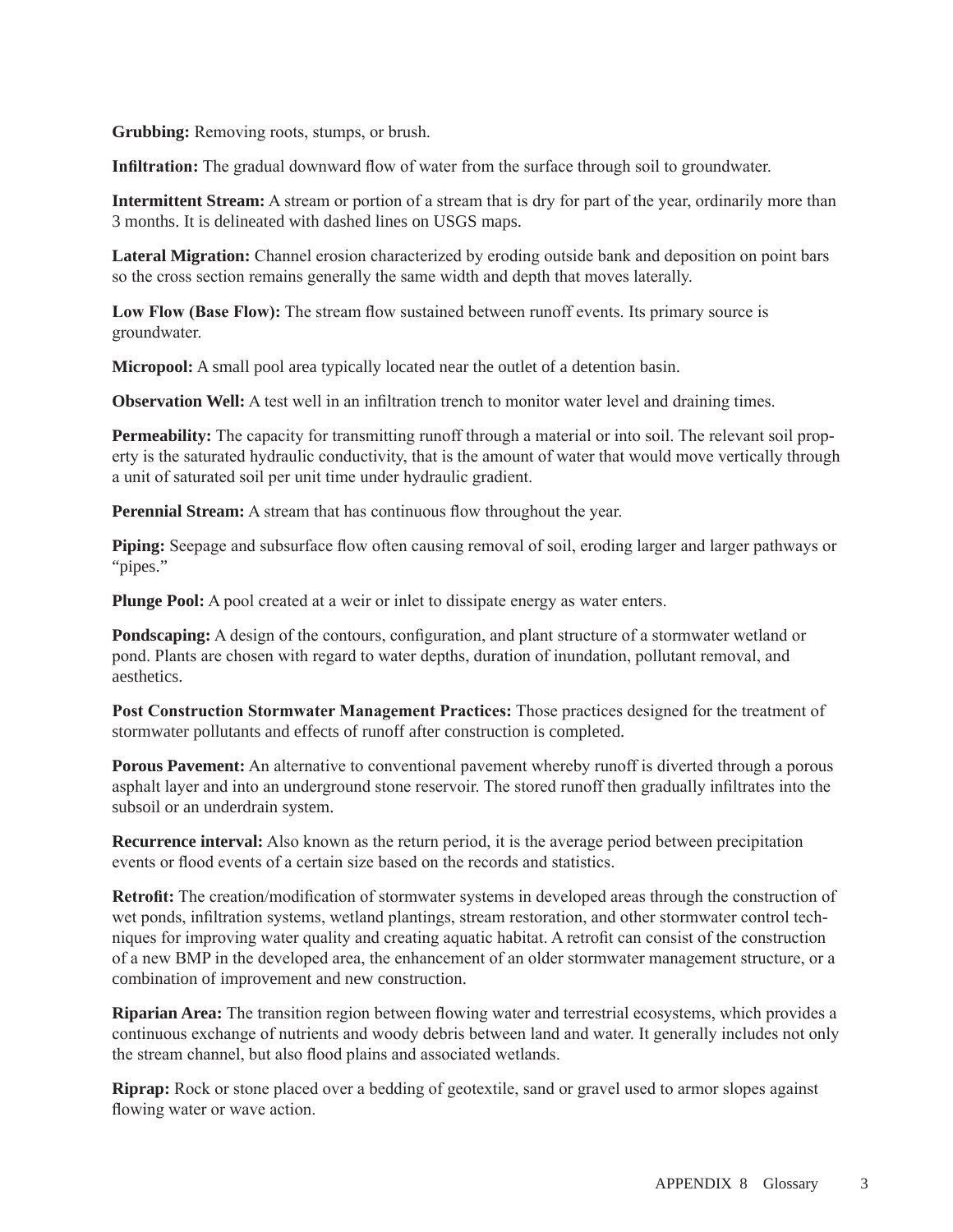**Grubbing:** Removing roots, stumps, or brush.

**Infiltration:** The gradual downward flow of water from the surface through soil to groundwater.

**Intermittent Stream:** A stream or portion of a stream that is dry for part of the year, ordinarily more than 3 months. It is delineated with dashed lines on USGS maps.

**Lateral Migration:** Channel erosion characterized by eroding outside bank and deposition on point bars so the cross section remains generally the same width and depth that moves laterally.

**Low Flow (Base Flow):** The stream flow sustained between runoff events. Its primary source is groundwater.

**Micropool:** A small pool area typically located near the outlet of a detention basin.

**Observation Well:** A test well in an infiltration trench to monitor water level and draining times.

**Permeability:** The capacity for transmitting runoff through a material or into soil. The relevant soil property is the saturated hydraulic conductivity, that is the amount of water that would move vertically through a unit of saturated soil per unit time under hydraulic gradient.

**Perennial Stream:** A stream that has continuous flow throughout the year.

**Piping:** Seepage and subsurface flow often causing removal of soil, eroding larger and larger pathways or "pipes."

**Plunge Pool:** A pool created at a weir or inlet to dissipate energy as water enters.

**Pondscaping:** A design of the contours, configuration, and plant structure of a stormwater wetland or pond. Plants are chosen with regard to water depths, duration of inundation, pollutant removal, and aesthetics.

**Post Construction Stormwater Management Practices:** Those practices designed for the treatment of stormwater pollutants and effects of runoff after construction is completed.

**Porous Pavement:** An alternative to conventional pavement whereby runoff is diverted through a porous asphalt layer and into an underground stone reservoir. The stored runoff then gradually infiltrates into the subsoil or an underdrain system.

**Recurrence interval:** Also known as the return period, it is the average period between precipitation events or flood events of a certain size based on the records and statistics.

**Retrofit:** The creation/modification of stormwater systems in developed areas through the construction of wet ponds, infiltration systems, wetland plantings, stream restoration, and other stormwater control techniques for improving water quality and creating aquatic habitat. A retrofit can consist of the construction of a new BMP in the developed area, the enhancement of an older stormwater management structure, or a combination of improvement and new construction.

**Riparian Area:** The transition region between flowing water and terrestrial ecosystems, which provides a continuous exchange of nutrients and woody debris between land and water. It generally includes not only the stream channel, but also flood plains and associated wetlands.

**Riprap:** Rock or stone placed over a bedding of geotextile, sand or gravel used to armor slopes against flowing water or wave action.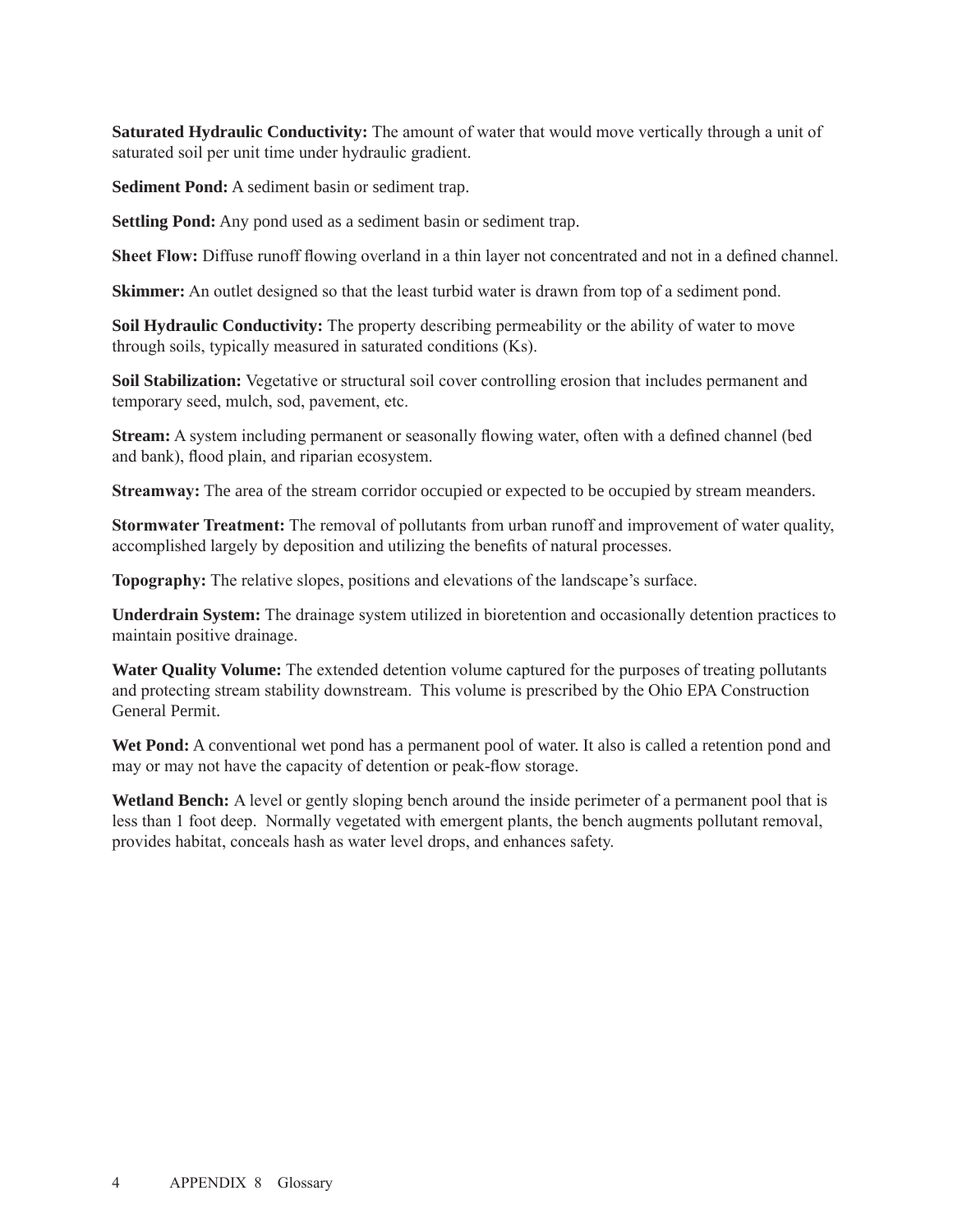**Saturated Hydraulic Conductivity:** The amount of water that would move vertically through a unit of saturated soil per unit time under hydraulic gradient.

**Sediment Pond:** A sediment basin or sediment trap.

**Settling Pond:** Any pond used as a sediment basin or sediment trap.

**Sheet Flow:** Diffuse runoff flowing overland in a thin layer not concentrated and not in a defined channel.

**Skimmer:** An outlet designed so that the least turbid water is drawn from top of a sediment pond.

**Soil Hydraulic Conductivity:** The property describing permeability or the ability of water to move through soils, typically measured in saturated conditions (Ks).

**Soil Stabilization:** Vegetative or structural soil cover controlling erosion that includes permanent and temporary seed, mulch, sod, pavement, etc.

**Stream:** A system including permanent or seasonally flowing water, often with a defined channel (bed and bank), flood plain, and riparian ecosystem.

**Streamway:** The area of the stream corridor occupied or expected to be occupied by stream meanders.

**Stormwater Treatment:** The removal of pollutants from urban runoff and improvement of water quality, accomplished largely by deposition and utilizing the benefits of natural processes.

**Topography:** The relative slopes, positions and elevations of the landscape's surface.

**Underdrain System:** The drainage system utilized in bioretention and occasionally detention practices to maintain positive drainage.

**Water Quality Volume:** The extended detention volume captured for the purposes of treating pollutants and protecting stream stability downstream. This volume is prescribed by the Ohio EPA Construction General Permit.

**Wet Pond:** A conventional wet pond has a permanent pool of water. It also is called a retention pond and may or may not have the capacity of detention or peak-flow storage.

**Wetland Bench:** A level or gently sloping bench around the inside perimeter of a permanent pool that is less than 1 foot deep. Normally vegetated with emergent plants, the bench augments pollutant removal, provides habitat, conceals hash as water level drops, and enhances safety.